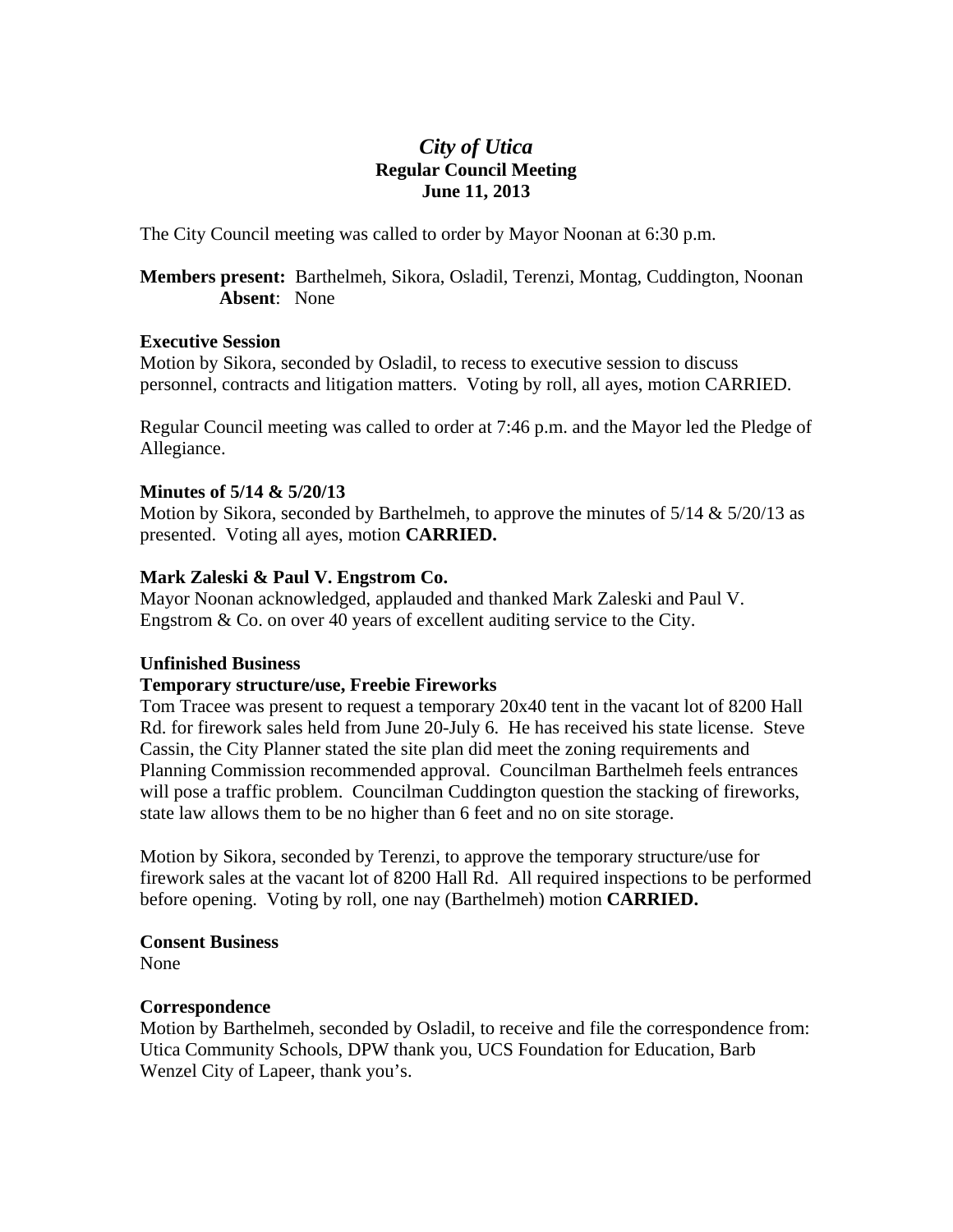# *City of Utica*

## Regular Council Meeting

## June 11, 2013

The City Council meeting was called to order by Mayor Noonan at 6:30 p.m.

**Members present:** Barthelmeh, Sikora, Osladil, Terenzi, Montag, Cuddington, Noonan
**Absent**: None

**Executive Session**
Motion by Sikora, seconded by Osladil, to recess to executive session to discuss personnel, contracts and litigation matters. Voting by roll, all ayes, motion CARRIED.

Regular Council meeting was called to order at 7:46 p.m. and the Mayor led the Pledge of Allegiance.

**Minutes of 5/14 & 5/20/13**
Motion by Sikora, seconded by Barthelmeh, to approve the minutes of 5/14 & 5/20/13 as presented. Voting all ayes, motion **CARRIED.**

**Mark Zaleski & Paul V. Engstrom Co.**
Mayor Noonan acknowledged, applauded and thanked Mark Zaleski and Paul V. Engstrom & Co. on over 40 years of excellent auditing service to the City.

**Unfinished Business**

**Temporary structure/use, Freebie Fireworks**
Tom Tracee was present to request a temporary 20x40 tent in the vacant lot of 8200 Hall Rd. for firework sales held from June 20-July 6. He has received his state license. Steve Cassin, the City Planner stated the site plan did meet the zoning requirements and Planning Commission recommended approval. Councilman Barthelmeh feels entrances will pose a traffic problem. Councilman Cuddington question the stacking of fireworks, state law allows them to be no higher than 6 feet and no on site storage.

Motion by Sikora, seconded by Terenzi, to approve the temporary structure/use for firework sales at the vacant lot of 8200 Hall Rd. All required inspections to be performed before opening. Voting by roll, one nay (Barthelmeh) motion **CARRIED.**

**Consent Business**
None

**Correspondence**
Motion by Barthelmeh, seconded by Osladil, to receive and file the correspondence from: Utica Community Schools, DPW thank you, UCS Foundation for Education, Barb Wenzel City of Lapeer, thank you's.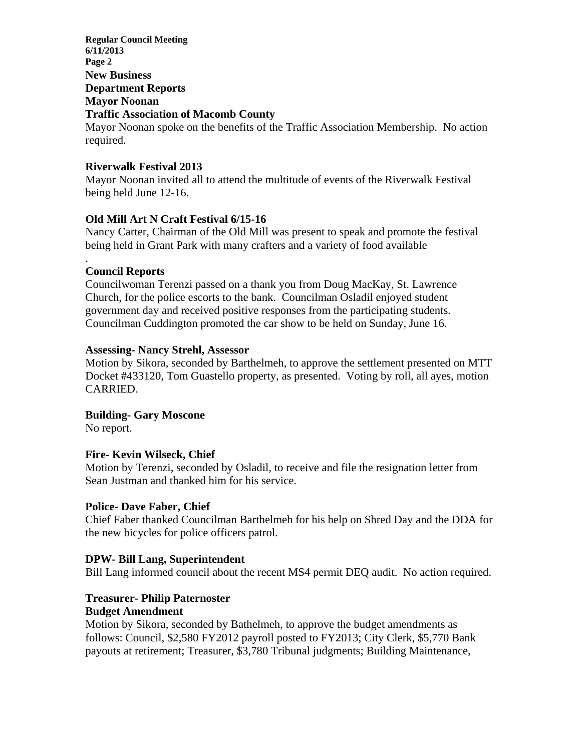**New Business**
**Department Reports**
**Mayor Noonan**
**Traffic Association of Macomb County**

Mayor Noonan spoke on the benefits of the Traffic Association Membership. No action required.

**Riverwalk Festival 2013**

Mayor Noonan invited all to attend the multitude of events of the Riverwalk Festival being held June 12-16.

**Old Mill Art N Craft Festival 6/15-16**

Nancy Carter, Chairman of the Old Mill was present to speak and promote the festival being held in Grant Park with many crafters and a variety of food available

.

**Council Reports**

Councilwoman Terenzi passed on a thank you from Doug MacKay, St. Lawrence Church, for the police escorts to the bank. Councilman Osladil enjoyed student government day and received positive responses from the participating students. Councilman Cuddington promoted the car show to be held on Sunday, June 16.

**Assessing- Nancy Strehl, Assessor**

Motion by Sikora, seconded by Barthelmeh, to approve the settlement presented on MTT Docket #433120, Tom Guastello property, as presented. Voting by roll, all ayes, motion CARRIED.

**Building- Gary Moscone**

No report.

**Fire- Kevin Wilseck, Chief**

Motion by Terenzi, seconded by Osladil, to receive and file the resignation letter from Sean Justman and thanked him for his service.

**Police- Dave Faber, Chief**

Chief Faber thanked Councilman Barthelmeh for his help on Shred Day and the DDA for the new bicycles for police officers patrol.

**DPW- Bill Lang, Superintendent**

Bill Lang informed council about the recent MS4 permit DEQ audit. No action required.

**Treasurer- Philip Paternoster**
**Budget Amendment**

Motion by Sikora, seconded by Bathelmeh, to approve the budget amendments as follows: Council, $2,580 FY2012 payroll posted to FY2013; City Clerk, $5,770 Bank payouts at retirement; Treasurer, $3,780 Tribunal judgments; Building Maintenance,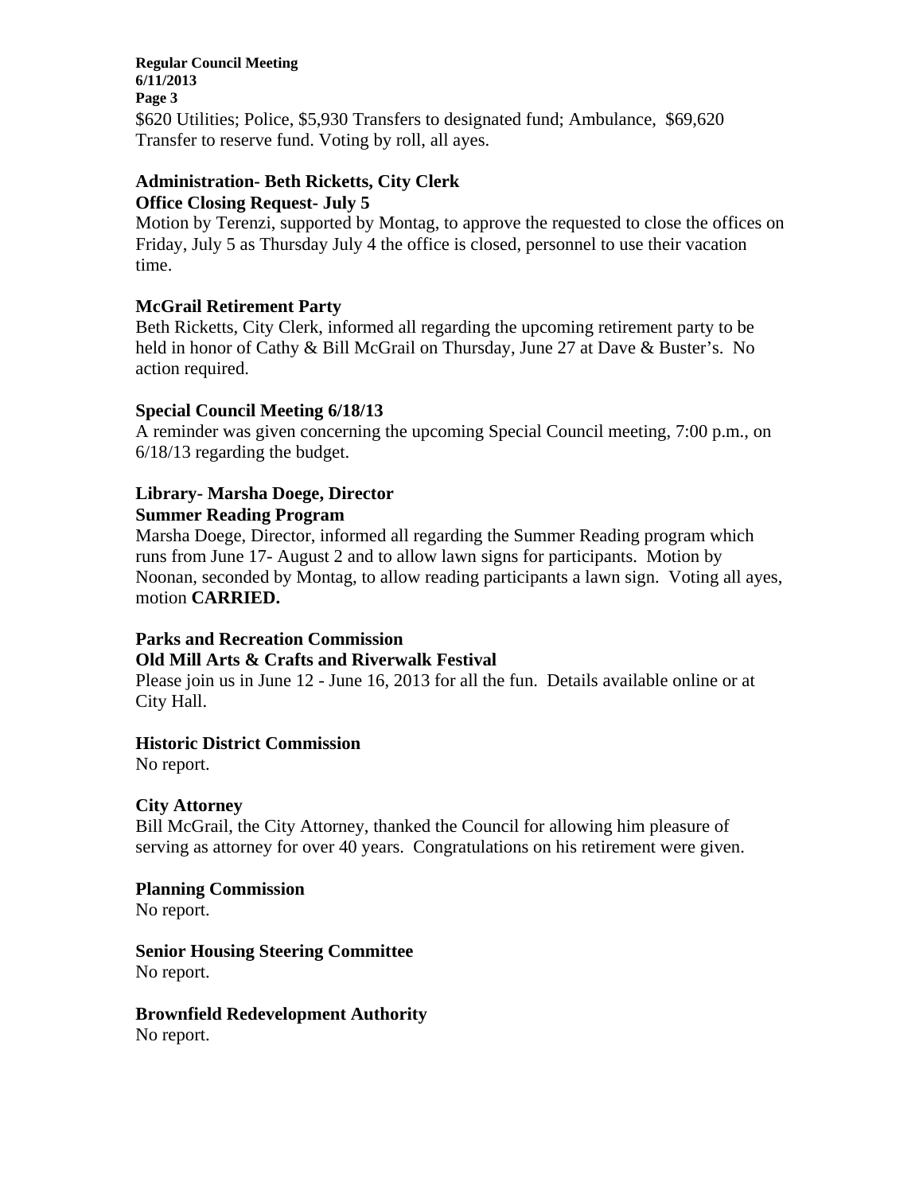$620 Utilities; Police, $5,930 Transfers to designated fund; Ambulance, $69,620 Transfer to reserve fund. Voting by roll, all ayes.

**Administration- Beth Ricketts, City Clerk**
**Office Closing Request- July 5**

Motion by Terenzi, supported by Montag, to approve the requested to close the offices on Friday, July 5 as Thursday July 4 the office is closed, personnel to use their vacation time.

**McGrail Retirement Party**

Beth Ricketts, City Clerk, informed all regarding the upcoming retirement party to be held in honor of Cathy & Bill McGrail on Thursday, June 27 at Dave & Buster's. No action required.

**Special Council Meeting 6/18/13**

A reminder was given concerning the upcoming Special Council meeting, 7:00 p.m., on 6/18/13 regarding the budget.

**Library- Marsha Doege, Director**
**Summer Reading Program**

Marsha Doege, Director, informed all regarding the Summer Reading program which runs from June 17- August 2 and to allow lawn signs for participants. Motion by Noonan, seconded by Montag, to allow reading participants a lawn sign. Voting all ayes, motion **CARRIED.**

**Parks and Recreation Commission**
**Old Mill Arts & Crafts and Riverwalk Festival**

Please join us in June 12 - June 16, 2013 for all the fun. Details available online or at City Hall.

**Historic District Commission**

No report.

**City Attorney**

Bill McGrail, the City Attorney, thanked the Council for allowing him pleasure of serving as attorney for over 40 years. Congratulations on his retirement were given.

**Planning Commission**

No report.

**Senior Housing Steering Committee**

No report.

**Brownfield Redevelopment Authority**

No report.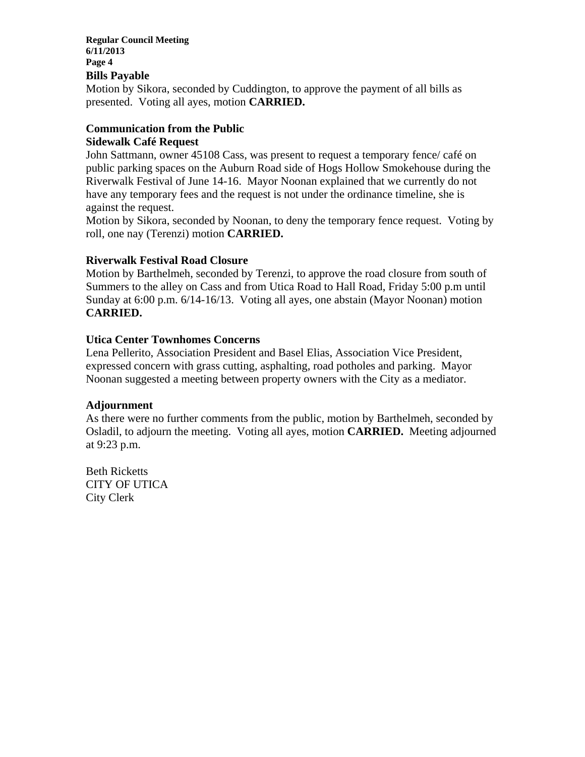**Bills Payable**

Motion by Sikora, seconded by Cuddington, to approve the payment of all bills as presented. Voting all ayes, motion **CARRIED.**

**Communication from the Public**

**Sidewalk Café Request**

John Sattmann, owner 45108 Cass, was present to request a temporary fence/ café on public parking spaces on the Auburn Road side of Hogs Hollow Smokehouse during the Riverwalk Festival of June 14-16. Mayor Noonan explained that we currently do not have any temporary fees and the request is not under the ordinance timeline, she is against the request.

Motion by Sikora, seconded by Noonan, to deny the temporary fence request. Voting by roll, one nay (Terenzi) motion **CARRIED.**

**Riverwalk Festival Road Closure**

Motion by Barthelmeh, seconded by Terenzi, to approve the road closure from south of Summers to the alley on Cass and from Utica Road to Hall Road, Friday 5:00 p.m until Sunday at 6:00 p.m. 6/14-16/13. Voting all ayes, one abstain (Mayor Noonan) motion **CARRIED.**

**Utica Center Townhomes Concerns**

Lena Pellerito, Association President and Basel Elias, Association Vice President, expressed concern with grass cutting, asphalting, road potholes and parking. Mayor Noonan suggested a meeting between property owners with the City as a mediator.

**Adjournment**

As there were no further comments from the public, motion by Barthelmeh, seconded by Osladil, to adjourn the meeting. Voting all ayes, motion **CARRIED.** Meeting adjourned at 9:23 p.m.

Beth Ricketts
CITY OF UTICA
City Clerk